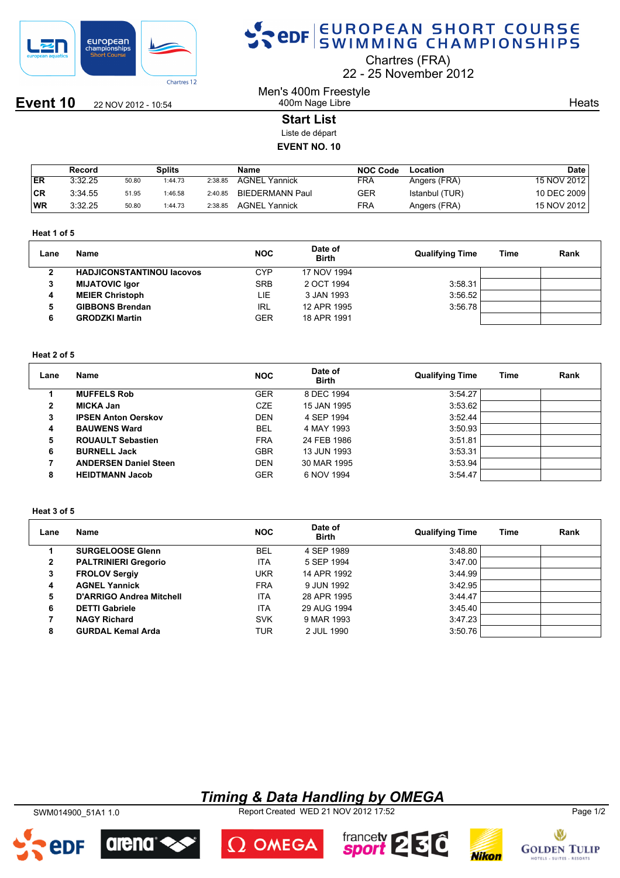# EUROPEAN SHORT COURSE SWIMMING CHAMPIONSHIPS

Chartres (FRA)
22 - 25 November 2012

**Event 10** 22 NOV 2012 - 10:54

Men's 400m Freestyle
400m Nage Libre

Heats

## Start List

Liste de départ

**EVENT NO. 10**

| | Record | Splits | | | Name | NOC Code | Location | Date |
|---|---|---|---|---|---|---|---|---|
| ER | 3:32.25 | 50.80 | 1:44.73 | 2:38.85 | AGNEL Yannick | FRA | Angers (FRA) | 15 NOV 2012 |
| CR | 3:34.55 | 51.95 | 1:46.58 | 2:40.85 | BIEDERMANN Paul | GER | Istanbul (TUR) | 10 DEC 2009 |
| WR | 3:32.25 | 50.80 | 1:44.73 | 2:38.85 | AGNEL Yannick | FRA | Angers (FRA) | 15 NOV 2012 |

**Heat 1 of 5**

| Lane | Name | NOC | Date of Birth | Qualifying Time | Time | Rank |
|---|---|---|---|---|---|---|
| 2 | **HADJICONSTANTINOU Iacovos** | CYP | 17 NOV 1994 | | | |
| 3 | **MIJATOVIC Igor** | SRB | 2 OCT 1994 | 3:58.31 | | |
| 4 | **MEIER Christoph** | LIE | 3 JAN 1993 | 3:56.52 | | |
| 5 | **GIBBONS Brendan** | IRL | 12 APR 1995 | 3:56.78 | | |
| 6 | **GRODZKI Martin** | GER | 18 APR 1991 | | | |

**Heat 2 of 5**

| Lane | Name | NOC | Date of Birth | Qualifying Time | Time | Rank |
|---|---|---|---|---|---|---|
| 1 | **MUFFELS Rob** | GER | 8 DEC 1994 | 3:54.27 | | |
| 2 | **MICKA Jan** | CZE | 15 JAN 1995 | 3:53.62 | | |
| 3 | **IPSEN Anton Oerskov** | DEN | 4 SEP 1994 | 3:52.44 | | |
| 4 | **BAUWENS Ward** | BEL | 4 MAY 1993 | 3:50.93 | | |
| 5 | **ROUAULT Sebastien** | FRA | 24 FEB 1986 | 3:51.81 | | |
| 6 | **BURNELL Jack** | GBR | 13 JUN 1993 | 3:53.31 | | |
| 7 | **ANDERSEN Daniel Steen** | DEN | 30 MAR 1995 | 3:53.94 | | |
| 8 | **HEIDTMANN Jacob** | GER | 6 NOV 1994 | 3:54.47 | | |

**Heat 3 of 5**

| Lane | Name | NOC | Date of Birth | Qualifying Time | Time | Rank |
|---|---|---|---|---|---|---|
| 1 | **SURGELOOSE Glenn** | BEL | 4 SEP 1989 | 3:48.80 | | |
| 2 | **PALTRINIERI Gregorio** | ITA | 5 SEP 1994 | 3:47.00 | | |
| 3 | **FROLOV Sergiy** | UKR | 14 APR 1992 | 3:44.99 | | |
| 4 | **AGNEL Yannick** | FRA | 9 JUN 1992 | 3:42.95 | | |
| 5 | **D'ARRIGO Andrea Mitchell** | ITA | 28 APR 1995 | 3:44.47 | | |
| 6 | **DETTI Gabriele** | ITA | 29 AUG 1994 | 3:45.40 | | |
| 7 | **NAGY Richard** | SVK | 9 MAR 1993 | 3:47.23 | | |
| 8 | **GURDAL Kemal Arda** | TUR | 2 JUL 1990 | 3:50.76 | | |

*Timing & Data Handling by OMEGA*

SWM014900_51A1 1.0 Report Created WED 21 NOV 2012 17:52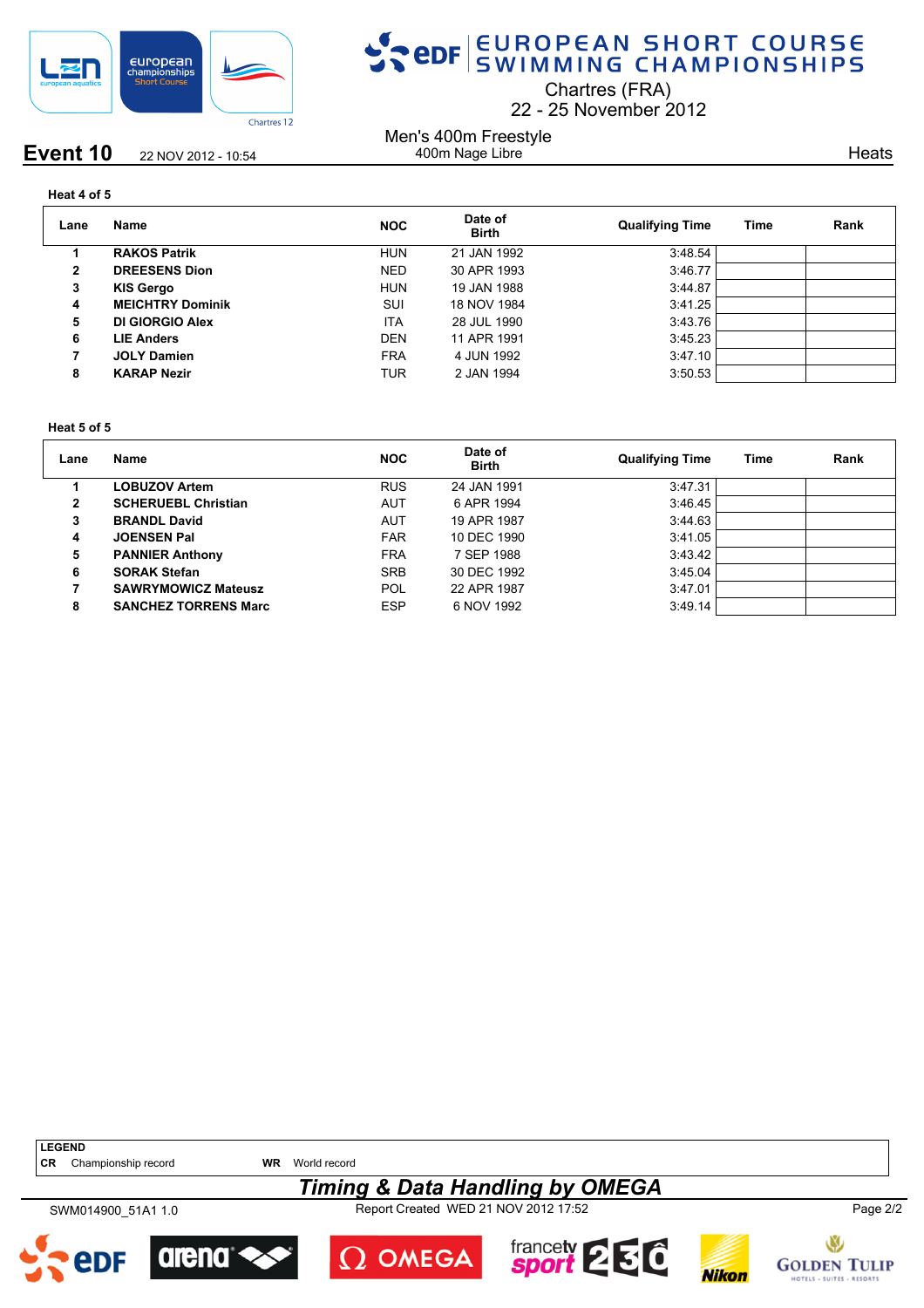# EUROPEAN SHORT COURSE SWIMMING CHAMPIONSHIPS

Chartres (FRA)
22 - 25 November 2012

**Event 10** 22 NOV 2012 - 10:54

Men's 400m Freestyle
400m Nage Libre

Heats

**Heat 4 of 5**

| Lane | Name | NOC | Date of Birth | Qualifying Time | Time | Rank |
|---|---|---|---|---|---|---|
| 1 | **RAKOS Patrik** | HUN | 21 JAN 1992 | 3:48.54 | | |
| 2 | **DREESENS Dion** | NED | 30 APR 1993 | 3:46.77 | | |
| 3 | **KIS Gergo** | HUN | 19 JAN 1988 | 3:44.87 | | |
| 4 | **MEICHTRY Dominik** | SUI | 18 NOV 1984 | 3:41.25 | | |
| 5 | **DI GIORGIO Alex** | ITA | 28 JUL 1990 | 3:43.76 | | |
| 6 | **LIE Anders** | DEN | 11 APR 1991 | 3:45.23 | | |
| 7 | **JOLY Damien** | FRA | 4 JUN 1992 | 3:47.10 | | |
| 8 | **KARAP Nezir** | TUR | 2 JAN 1994 | 3:50.53 | | |

**Heat 5 of 5**

| Lane | Name | NOC | Date of Birth | Qualifying Time | Time | Rank |
|---|---|---|---|---|---|---|
| 1 | **LOBUZOV Artem** | RUS | 24 JAN 1991 | 3:47.31 | | |
| 2 | **SCHERUEBL Christian** | AUT | 6 APR 1994 | 3:46.45 | | |
| 3 | **BRANDL David** | AUT | 19 APR 1987 | 3:44.63 | | |
| 4 | **JOENSEN Pal** | FAR | 10 DEC 1990 | 3:41.05 | | |
| 5 | **PANNIER Anthony** | FRA | 7 SEP 1988 | 3:43.42 | | |
| 6 | **SORAK Stefan** | SRB | 30 DEC 1992 | 3:45.04 | | |
| 7 | **SAWRYMOWICZ Mateusz** | POL | 22 APR 1987 | 3:47.01 | | |
| 8 | **SANCHEZ TORRENS Marc** | ESP | 6 NOV 1992 | 3:49.14 | | |

**LEGEND**
**CR** Championship record **WR** World record

*Timing & Data Handling by OMEGA*

SWM014900_51A1 1.0 Report Created WED 21 NOV 2012 17:52